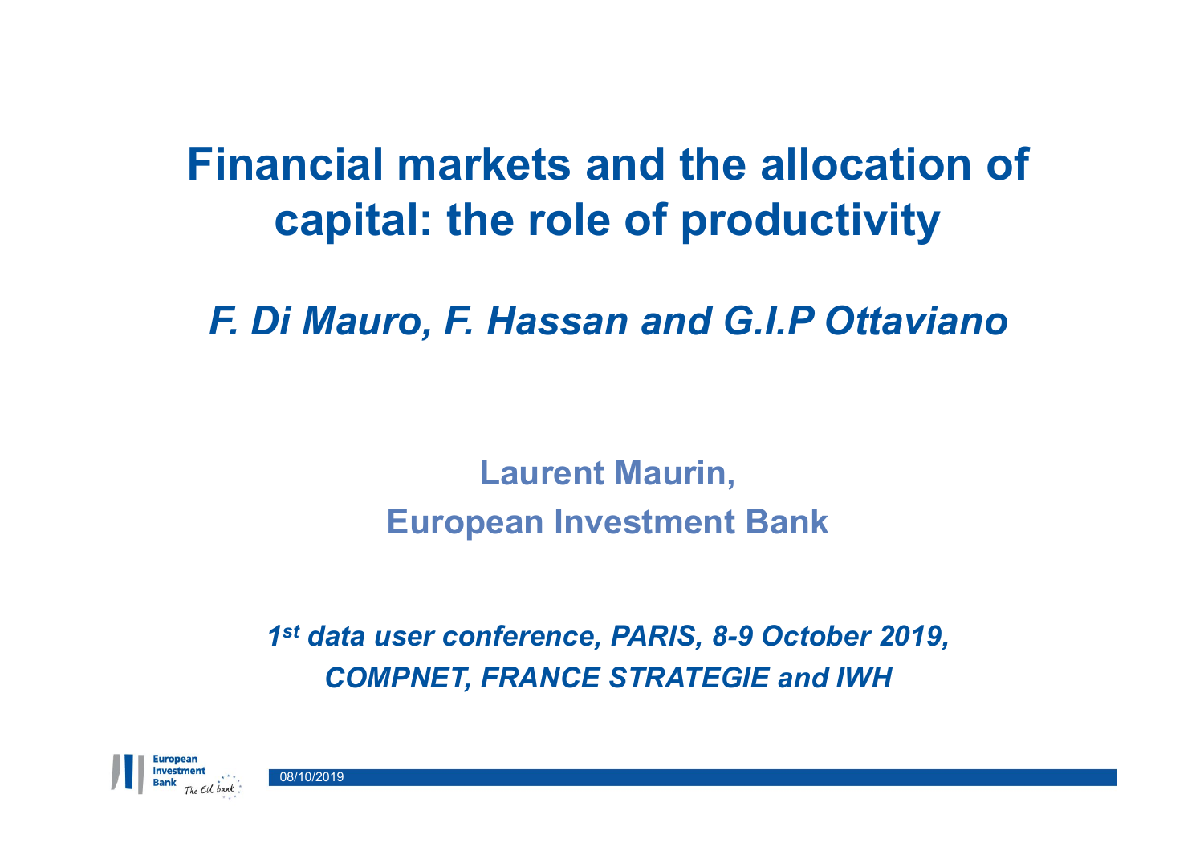# Financial markets and the allocation of capital: the role of productivity

*F. Di Mauro, F. Hassan and G.I.P Ottaviano*

**Laurent Maurin,**

**European Investment Bank**

***1st data user conference, PARIS, 8-9 October 2019, COMPNET, FRANCE STRATEGIE and IWH***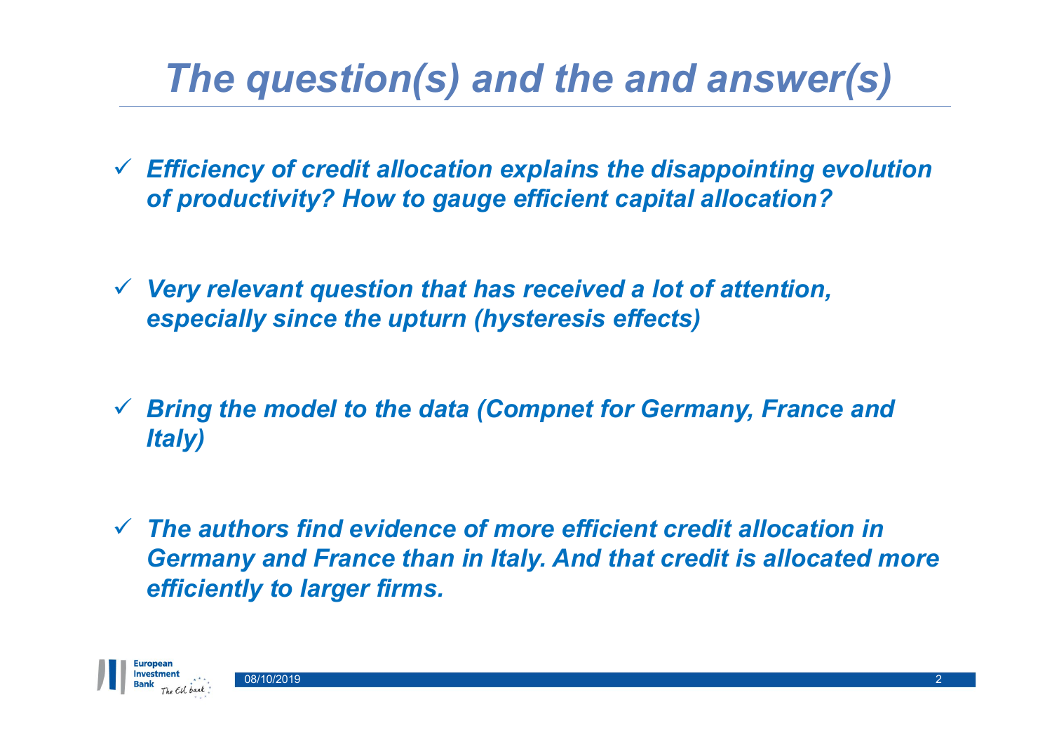# *The question(s) and the and answer(s)*

- ✓ ***Efficiency of credit allocation explains the disappointing evolution of productivity? How to gauge efficient capital allocation?***
- ✓ ***Very relevant question that has received a lot of attention, especially since the upturn (hysteresis effects)***
- ✓ ***Bring the model to the data (Compnet for Germany, France and Italy)***
- ✓ ***The authors find evidence of more efficient credit allocation in Germany and France than in Italy. And that credit is allocated more efficiently to larger firms.***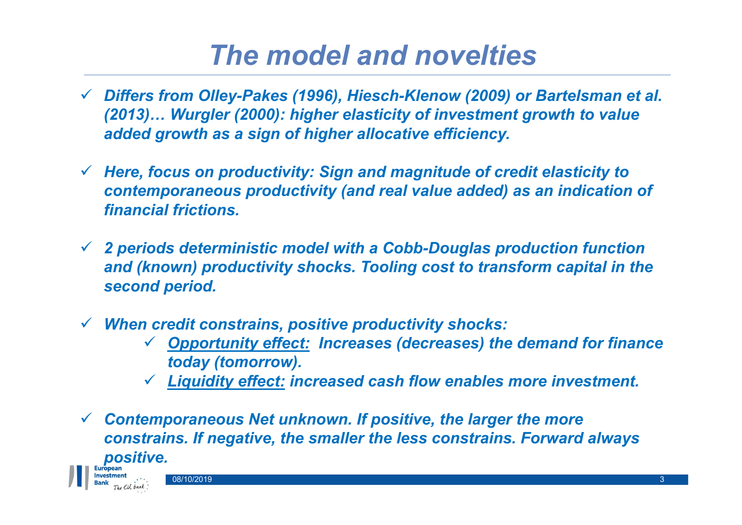# *The model and novelties*

- ***Differs from Olley-Pakes (1996), Hiesch-Klenow (2009) or Bartelsman et al. (2013)… Wurgler (2000): higher elasticity of investment growth to value added growth as a sign of higher allocative efficiency.***

- ***Here, focus on productivity: Sign and magnitude of credit elasticity to contemporaneous productivity (and real value added) as an indication of financial frictions.***

- ***2 periods deterministic model with a Cobb-Douglas production function and (known) productivity shocks. Tooling cost to transform capital in the second period.***

- ***When credit constrains, positive productivity shocks:***
  - ***<u>Opportunity effect:</u> Increases (decreases) the demand for finance today (tomorrow).***
  - ***<u>Liquidity effect:</u> increased cash flow enables more investment.***

- ***Contemporaneous Net unknown. If positive, the larger the more constrains. If negative, the smaller the less constrains. Forward always positive.***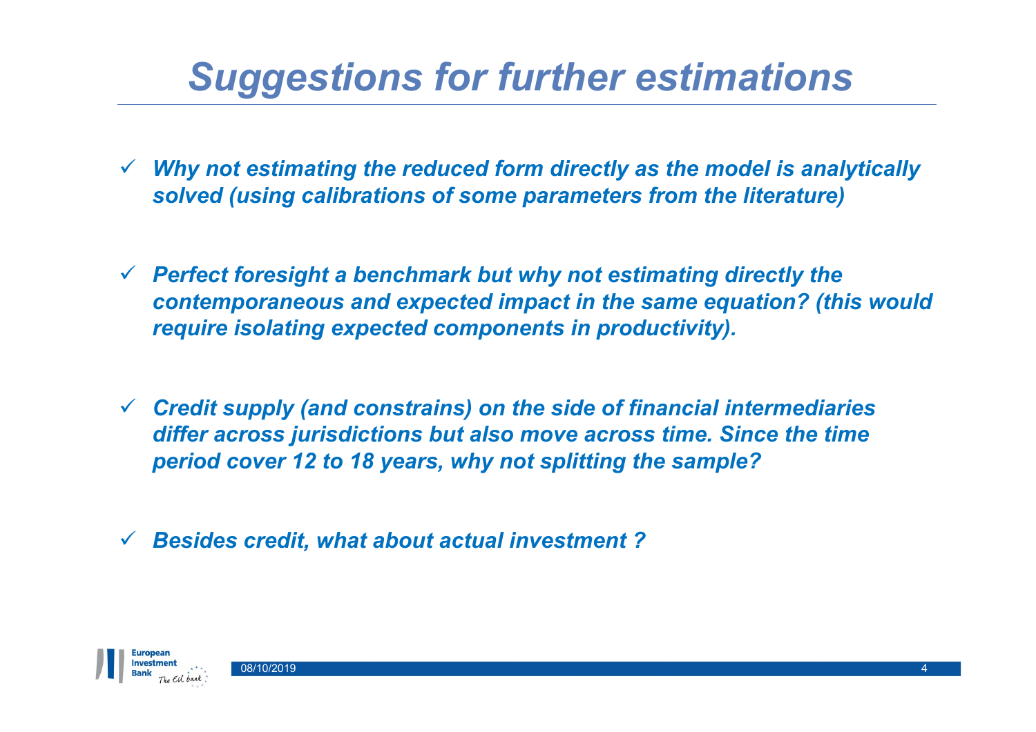# *Suggestions for further estimations*

- ***Why not estimating the reduced form directly as the model is analytically solved (using calibrations of some parameters from the literature)***

- ***Perfect foresight a benchmark but why not estimating directly the contemporaneous and expected impact in the same equation? (this would require isolating expected components in productivity).***

- ***Credit supply (and constrains) on the side of financial intermediaries differ across jurisdictions but also move across time. Since the time period cover 12 to 18 years, why not splitting the sample?***

- ***Besides credit, what about actual investment ?***